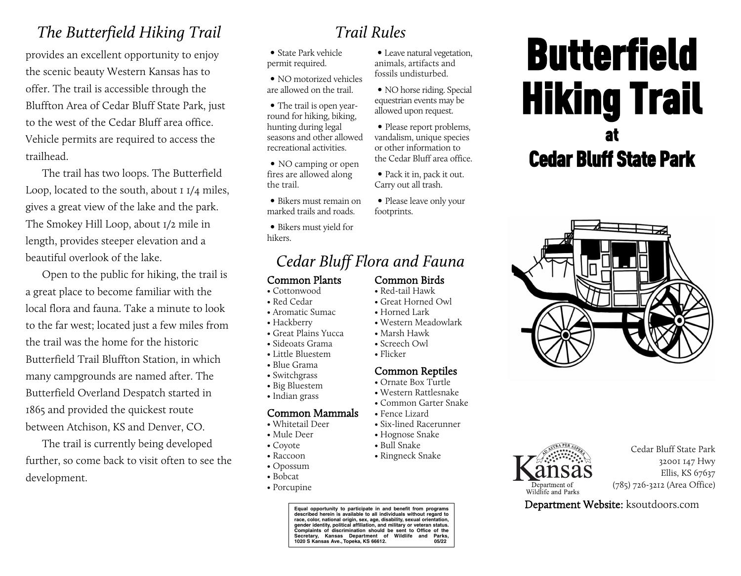## The Butterfield Hiking Trail

provides an excellent opportunity to enjoy the scenic beauty Western Kansas has to offer. The trail is accessible through the Bluffton Area of Cedar Bluff State Park, just to the west of the Cedar Bluff area office. Vehicle permits are required to access the trailhead.

The trail has two loops. The Butterfield Loop, located to the south, about 1 1/4 miles, gives a great view of the lake and the park. The Smokey Hill Loop, about 1/2 mile in length, provides steeper elevation and a beautiful overlook of the lake.

Open to the public for hiking, the trail is a great place to become familiar with the local flora and fauna. Take a minute to look to the far west; located just a few miles from the trail was the home for the historic Butterfield Trail Bluffton Station, in which many campgrounds are named after. The Butterfield Overland Despatch started in 1865 and provided the quickest route between Atchison, KS and Denver, CO.

The trail is currently being developed further, so come back to visit often to see the development.

## Trail Rules

- State Park vehicle permit required.
- NO motorized vehicles are allowed on the trail.
- The trail is open year-round for hiking, biking, hunting during legal seasons and other allowed recreational activities.
- NO camping or open fires are allowed along the trail.
- Bikers must remain on marked trails and roads.
- Bikers must yield for hikers.
- Leave natural vegetation, animals, artifacts and fossils undisturbed.
- NO horse riding. Special equestrian events may be allowed upon request.
- Please report problems, vandalism, unique species or other information to the Cedar Bluff area office.
- Pack it in, pack it out. Carry out all trash.
- Please leave only your footprints.

## Cedar Bluff Flora and Fauna

### Common Plants
- Cottonwood
- Red Cedar
- Aromatic Sumac
- Hackberry
- Great Plains Yucca
- Sideoats Grama
- Little Bluestem
- Blue Grama
- Switchgrass
- Big Bluestem
- Indian grass

### Common Mammals
- Whitetail Deer
- Mule Deer
- Coyote
- Raccoon
- Opossum
- Bobcat
- Porcupine

### Common Birds
- Red-tail Hawk
- Great Horned Owl
- Horned Lark
- Western Meadowlark
- Marsh Hawk
- Screech Owl
- Flicker

### Common Reptiles
- Ornate Box Turtle
- Western Rattlesnake
- Common Garter Snake
- Fence Lizard
- Six-lined Racerunner
- Hognose Snake
- Bull Snake
- Ringneck Snake

Equal opportunity to participate in and benefit from programs described herein is available to all individuals without regard to race, color, national origin, sex, age, disability, sexual orientation, gender identity, political affiliation, and military or veteran status. Complaints of discrimination should be sent to Office of the Secretary, Kansas Department of Wildlife and Parks, 1020 S Kansas Ave., Topeka, KS 66612. 05/22

# Butterfield Hiking Trail
## at
## Cedar Bluff State Park

Kansas Department of Wildlife and Parks

Cedar Bluff State Park
32001 147 Hwy
Ellis, KS 67637
(785) 726-3212 (Area Office)

**Department Website:** ksoutdoors.com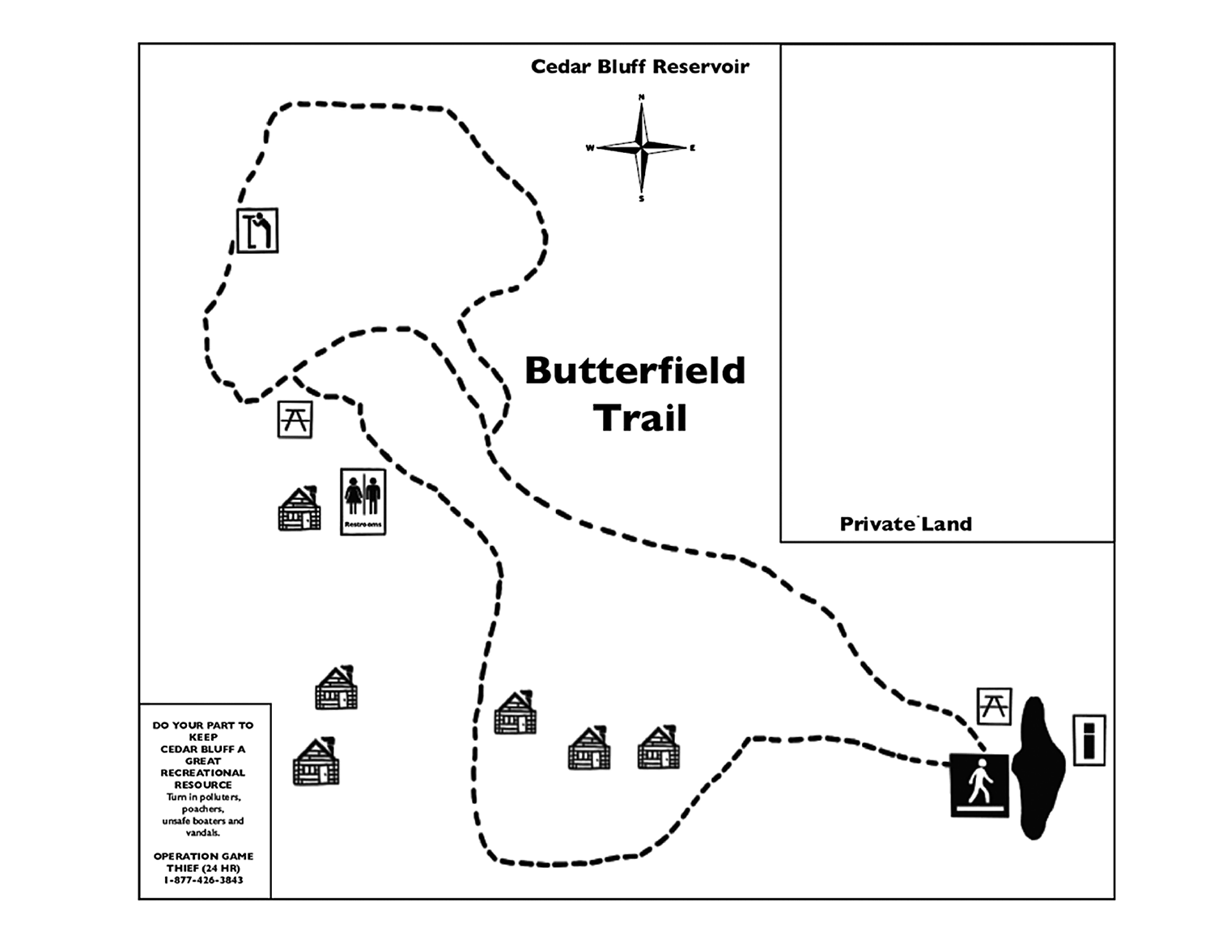Cedar Bluff Reservoir

# Butterfield Trail

Private Land

N

W

E

S

Restrooms

DO YOUR PART TO KEEP CEDAR BLUFF A GREAT RECREATIONAL RESOURCE

Turn in polluters, poachers, unsafe boaters and vandals.

OPERATION GAME THIEF (24 HR)
1-877-426-3843